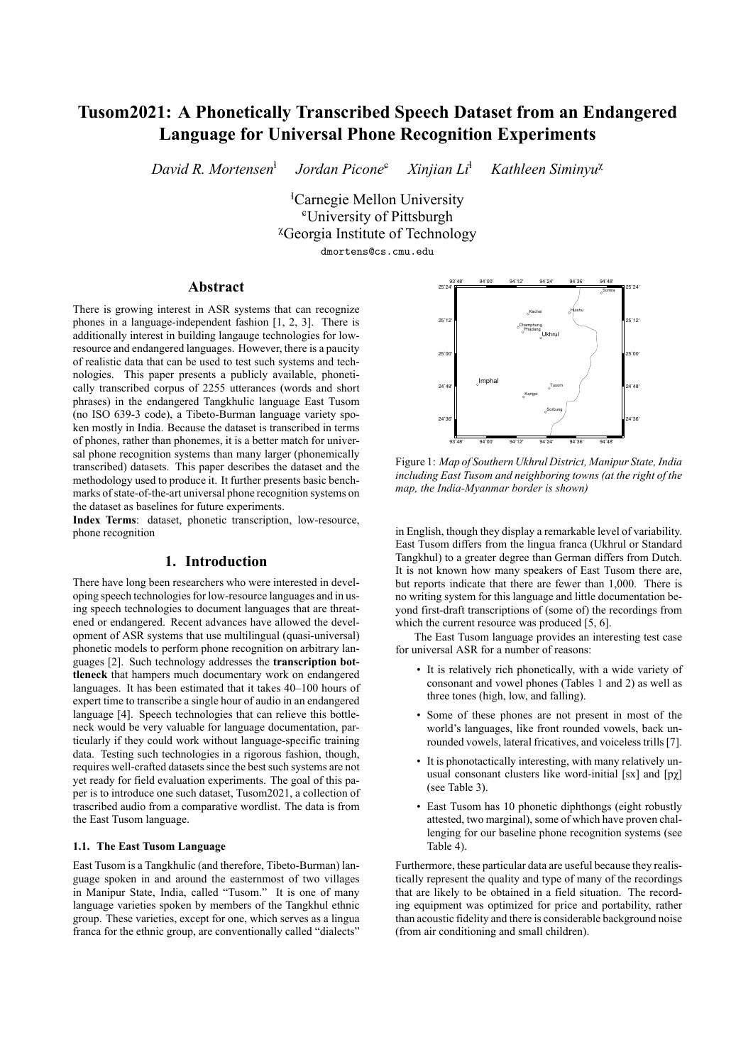# Tusom2021: A Phonetically Transcribed Speech Dataset from an Endangered Language for Universal Phone Recognition Experiments

*David R. Mortensen*[ł] *Jordan Picone*[ϵ] *Xinjian Li*[ł] *Kathleen Siminyu*[χ]

[ł]Carnegie Mellon University
[ϵ]University of Pittsburgh
[χ]Georgia Institute of Technology

dmortens@cs.cmu.edu

## Abstract

There is growing interest in ASR systems that can recognize phones in a language-independent fashion [1, 2, 3]. There is additionally interest in building langauge technologies for low-resource and endangered languages. However, there is a paucity of realistic data that can be used to test such systems and technologies. This paper presents a publicly available, phonetically transcribed corpus of 2255 utterances (words and short phrases) in the endangered Tangkhulic language East Tusom (no ISO 639-3 code), a Tibeto-Burman language variety spoken mostly in India. Because the dataset is transcribed in terms of phones, rather than phonemes, it is a better match for universal phone recognition systems than many larger (phonemically transcribed) datasets. This paper describes the dataset and the methodology used to produce it. It further presents basic benchmarks of state-of-the-art universal phone recognition systems on the dataset as baselines for future experiments.

**Index Terms**: dataset, phonetic transcription, low-resource, phone recognition

## 1. Introduction

There have long been researchers who were interested in developing speech technologies for low-resource languages and in using speech technologies to document languages that are threatened or endangered. Recent advances have allowed the development of ASR systems that use multilingual (quasi-universal) phonetic models to perform phone recognition on arbitrary languages [2]. Such technology addresses the **transcription bottleneck** that hampers much documentary work on endangered languages. It has been estimated that it takes 40–100 hours of expert time to transcribe a single hour of audio in an endangered language [4]. Speech technologies that can relieve this bottleneck would be very valuable for language documentation, particularly if they could work without language-specific training data. Testing such technologies in a rigorous fashion, though, requires well-crafted datasets since the best such systems are not yet ready for field evaluation experiments. The goal of this paper is to introduce one such dataset, Tusom2021, a collection of trascribed audio from a comparative wordlist. The data is from the East Tusom language.

### 1.1. The East Tusom Language

East Tusom is a Tangkhulic (and therefore, Tibeto-Burman) language spoken in and around the easternmost of two villages in Manipur State, India, called "Tusom." It is one of many language varieties spoken by members of the Tangkhul ethnic group. These varieties, except for one, which serves as a lingua franca for the ethnic group, are conventionally called "dialects" in English, though they display a remarkable level of variability. East Tusom differs from the lingua franca (Ukhrul or Standard Tangkhul) to a greater degree than German differs from Dutch. It is not known how many speakers of East Tusom there are, but reports indicate that there are fewer than 1,000. There is no writing system for this language and little documentation beyond first-draft transcriptions of (some of) the recordings from which the current resource was produced [5, 6].

Figure 1: *Map of Southern Ukhrul District, Manipur State, India including East Tusom and neighboring towns (at the right of the map, the India-Myanmar border is shown)*

The East Tusom language provides an interesting test case for universal ASR for a number of reasons:

- It is relatively rich phonetically, with a wide variety of consonant and vowel phones (Tables 1 and 2) as well as three tones (high, low, and falling).
- Some of these phones are not present in most of the world's languages, like front rounded vowels, back unrounded vowels, lateral fricatives, and voiceless trills [7].
- It is phonotactically interesting, with many relatively unusual consonant clusters like word-initial [sx] and [pχ] (see Table 3).
- East Tusom has 10 phonetic diphthongs (eight robustly attested, two marginal), some of which have proven challenging for our baseline phone recognition systems (see Table 4).

Furthermore, these particular data are useful because they realistically represent the quality and type of many of the recordings that are likely to be obtained in a field situation. The recording equipment was optimized for price and portability, rather than acoustic fidelity and there is considerable background noise (from air conditioning and small children).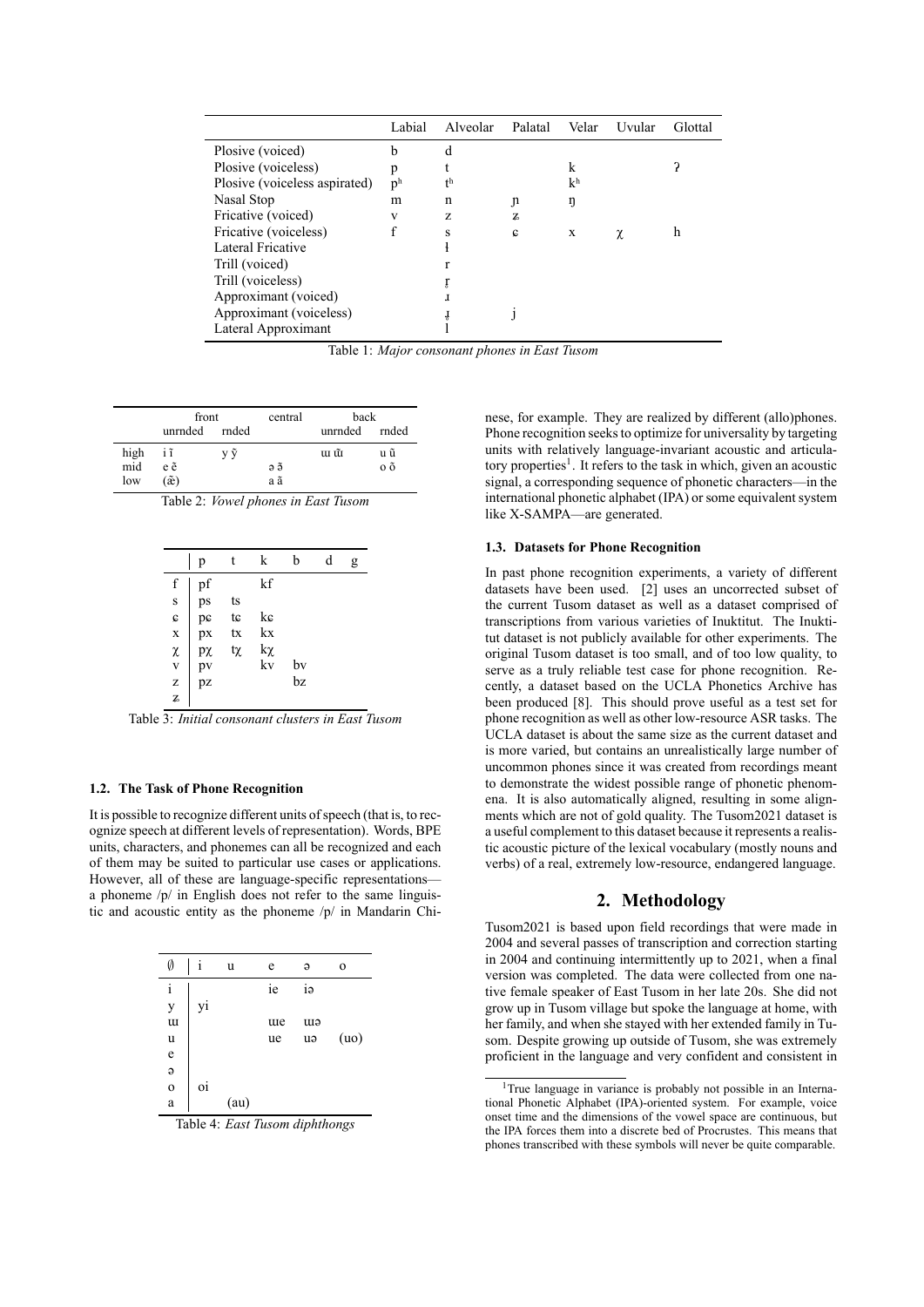|  | Labial | Alveolar | Palatal | Velar | Uvular | Glottal |
|---|---|---|---|---|---|---|
| Plosive (voiced) | b | d |  |  |  |  |
| Plosive (voiceless) | p | t |  | k |  | ʔ |
| Plosive (voiceless aspirated) | pʰ | tʰ |  | kʰ |  |  |
| Nasal Stop | m | n | ɲ | ŋ |  |  |
| Fricative (voiced) | v | z | ʑ |  |  |  |
| Fricative (voiceless) | f | s | ɕ | x | χ | h |
| Lateral Fricative |  | ɬ |  |  |  |  |
| Trill (voiced) |  | r |  |  |  |  |
| Trill (voiceless) |  | r̥ |  |  |  |  |
| Approximant (voiced) |  | ɹ |  |  |  |  |
| Approximant (voiceless) |  | ɹ̥ | j |  |  |  |
| Lateral Approximant |  | l |  |  |  |  |

Table 1: *Major consonant phones in East Tusom*

|  | front |  | central | back |  |
|---|---|---|---|---|---|
|  | unrnded | rnded |  | unrnded | rnded |
| high | i ĩ | y ỹ |  | ɯ ɯ̃ | u ũ |
| mid | e ẽ |  | ə ə̃ |  | o õ |
| low | (æ̃) |  | a ã |  |  |

Table 2: *Vowel phones in East Tusom*

|  | p | t | k | b | d | g |
|---|---|---|---|---|---|---|
| f | pf |  | kf |  |  |  |
| s | ps | ts |  |  |  |  |
| ɕ | pɕ | tɕ | kɕ |  |  |  |
| x | px | tx | kx |  |  |  |
| χ | pχ | tχ | kχ |  |  |  |
| v | pv |  | kv | bv |  |  |
| z | pz |  |  | bz |  |  |
| ʑ |  |  |  |  |  |  |

Table 3: *Initial consonant clusters in East Tusom*

| ∅ | i | u | e | ə | o |
|---|---|---|---|---|---|
| i |  |  | ie | iə |  |
| y | yi |  |  |  |  |
| ɯ |  |  | ɯe | ɯə |  |
| u |  |  | ue | uə | (uo) |
| e |  |  |  |  |  |
| ə |  |  |  |  |  |
| o | oi |  |  |  |  |
| a |  | (au) |  |  |  |

Table 4: *East Tusom diphthongs*

### 1.2. The Task of Phone Recognition

It is possible to recognize different units of speech (that is, to recognize speech at different levels of representation). Words, BPE units, characters, and phonemes can all be recognized and each of them may be suited to particular use cases or applications. However, all of these are language-specific representations—a phoneme /p/ in English does not refer to the same linguistic and acoustic entity as the phoneme /p/ in Mandarin Chinese, for example. They are realized by different (allo)phones. Phone recognition seeks to optimize for universality by targeting units with relatively language-invariant acoustic and articulatory properties[1]. It refers to the task in which, given an acoustic signal, a corresponding sequence of phonetic characters—in the international phonetic alphabet (IPA) or some equivalent system like X-SAMPA—are generated.

### 1.3. Datasets for Phone Recognition

In past phone recognition experiments, a variety of different datasets have been used. [2] uses an uncorrected subset of the current Tusom dataset as well as a dataset comprised of transcriptions from various varieties of Inuktitut. The Inuktitut dataset is not publicly available for other experiments. The original Tusom dataset is too small, and of too low quality, to serve as a truly reliable test case for phone recognition. Recently, a dataset based on the UCLA Phonetics Archive has been produced [8]. This should prove useful as a test set for phone recognition as well as other low-resource ASR tasks. The UCLA dataset is about the same size as the current dataset and is more varied, but contains an unrealistically large number of uncommon phones since it was created from recordings meant to demonstrate the widest possible range of phonetic phenomena. It is also automatically aligned, resulting in some alignments which are not of gold quality. The Tusom2021 dataset is a useful complement to this dataset because it represents a realistic acoustic picture of the lexical vocabulary (mostly nouns and verbs) of a real, extremely low-resource, endangered language.

## 2. Methodology

Tusom2021 is based upon field recordings that were made in 2004 and several passes of transcription and correction starting in 2004 and continuing intermittently up to 2021, when a final version was completed. The data were collected from one native female speaker of East Tusom in her late 20s. She did not grow up in Tusom village but spoke the language at home, with her family, and when she stayed with her extended family in Tusom. Despite growing up outside of Tusom, she was extremely proficient in the language and very confident and consistent in

[1] True language in variance is probably not possible in an International Phonetic Alphabet (IPA)-oriented system. For example, voice onset time and the dimensions of the vowel space are continuous, but the IPA forces them into a discrete bed of Procrustes. This means that phones transcribed with these symbols will never be quite comparable.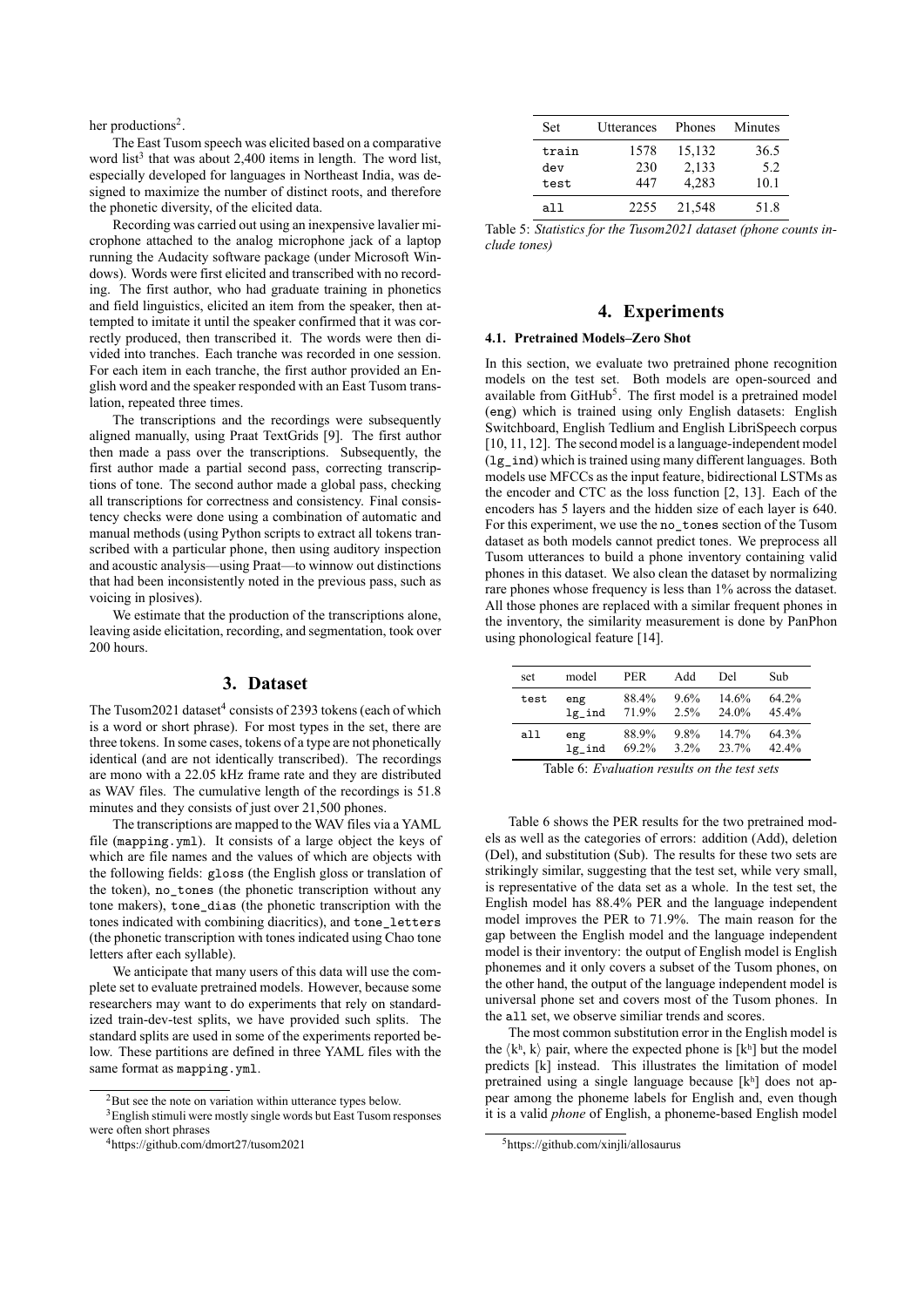her productions[2].

The East Tusom speech was elicited based on a comparative word list[3] that was about 2,400 items in length. The word list, especially developed for languages in Northeast India, was designed to maximize the number of distinct roots, and therefore the phonetic diversity, of the elicited data.

Recording was carried out using an inexpensive lavalier microphone attached to the analog microphone jack of a laptop running the Audacity software package (under Microsoft Windows). Words were first elicited and transcribed with no recording. The first author, who had graduate training in phonetics and field linguistics, elicited an item from the speaker, then attempted to imitate it until the speaker confirmed that it was correctly produced, then transcribed it. The words were then divided into tranches. Each tranche was recorded in one session. For each item in each tranche, the first author provided an English word and the speaker responded with an East Tusom translation, repeated three times.

The transcriptions and the recordings were subsequently aligned manually, using Praat TextGrids [9]. The first author then made a pass over the transcriptions. Subsequently, the first author made a partial second pass, correcting transcriptions of tone. The second author made a global pass, checking all transcriptions for correctness and consistency. Final consistency checks were done using a combination of automatic and manual methods (using Python scripts to extract all tokens transcribed with a particular phone, then using auditory inspection and acoustic analysis—using Praat—to winnow out distinctions that had been inconsistently noted in the previous pass, such as voicing in plosives).

We estimate that the production of the transcriptions alone, leaving aside elicitation, recording, and segmentation, took over 200 hours.

## 3. Dataset

The Tusom2021 dataset[4] consists of 2393 tokens (each of which is a word or short phrase). For most types in the set, there are three tokens. In some cases, tokens of a type are not phonetically identical (and are not identically transcribed). The recordings are mono with a 22.05 kHz frame rate and they are distributed as WAV files. The cumulative length of the recordings is 51.8 minutes and they consists of just over 21,500 phones.

The transcriptions are mapped to the WAV files via a YAML file (`mapping.yml`). It consists of a large object the keys of which are file names and the values of which are objects with the following fields: `gloss` (the English gloss or translation of the token), `no_tones` (the phonetic transcription without any tone makers), `tone_dias` (the phonetic transcription with the tones indicated with combining diacritics), and `tone_letters` (the phonetic transcription with tones indicated using Chao tone letters after each syllable).

We anticipate that many users of this data will use the complete set to evaluate pretrained models. However, because some researchers may want to do experiments that rely on standardized train-dev-test splits, we have provided such splits. The standard splits are used in some of the experiments reported below. These partitions are defined in three YAML files with the same format as `mapping.yml`.

[2] But see the note on variation within utterance types below.

[3] English stimuli were mostly single words but East Tusom responses were often short phrases

[4] https://github.com/dmort27/tusom2021

| Set | Utterances | Phones | Minutes |
|---|---|---|---|
| train | 1578 | 15,132 | 36.5 |
| dev | 230 | 2,133 | 5.2 |
| test | 447 | 4,283 | 10.1 |
| all | 2255 | 21,548 | 51.8 |

Table 5: *Statistics for the Tusom2021 dataset (phone counts include tones)*

## 4. Experiments

### 4.1. Pretrained Models–Zero Shot

In this section, we evaluate two pretrained phone recognition models on the test set. Both models are open-sourced and available from GitHub[5]. The first model is a pretrained model (`eng`) which is trained using only English datasets: English Switchboard, English Tedlium and English LibriSpeech corpus [10, 11, 12]. The second model is a language-independent model (`lg_ind`) which is trained using many different languages. Both models use MFCCs as the input feature, bidirectional LSTMs as the encoder and CTC as the loss function [2, 13]. Each of the encoders has 5 layers and the hidden size of each layer is 640. For this experiment, we use the `no_tones` section of the Tusom dataset as both models cannot predict tones. We preprocess all Tusom utterances to build a phone inventory containing valid phones in this dataset. We also clean the dataset by normalizing rare phones whose frequency is less than 1% across the dataset. All those phones are replaced with a similar frequent phones in the inventory, the similarity measurement is done by PanPhon using phonological feature [14].

| set | model | PER | Add | Del | Sub |
|---|---|---|---|---|---|
| test | eng | 88.4% | 9.6% | 14.6% | 64.2% |
| | lg_ind | 71.9% | 2.5% | 24.0% | 45.4% |
| all | eng | 88.9% | 9.8% | 14.7% | 64.3% |
| | lg_ind | 69.2% | 3.2% | 23.7% | 42.4% |

Table 6: *Evaluation results on the test sets*

Table 6 shows the PER results for the two pretrained models as well as the categories of errors: addition (Add), deletion (Del), and substitution (Sub). The results for these two sets are strikingly similar, suggesting that the test set, while very small, is representative of the data set as a whole. In the test set, the English model has 88.4% PER and the language independent model improves the PER to 71.9%. The main reason for the gap between the English model and the language independent model is their inventory: the output of English model is English phonemes and it only covers a subset of the Tusom phones, on the other hand, the output of the language independent model is universal phone set and covers most of the Tusom phones. In the all set, we observe similiar trends and scores.

The most common substitution error in the English model is the ⟨kʰ, k⟩ pair, where the expected phone is [kʰ] but the model predicts [k] instead. This illustrates the limitation of model pretrained using a single language because [kʰ] does not appear among the phoneme labels for English and, even though it is a valid *phone* of English, a phoneme-based English model

[5] https://github.com/xinjli/allosaurus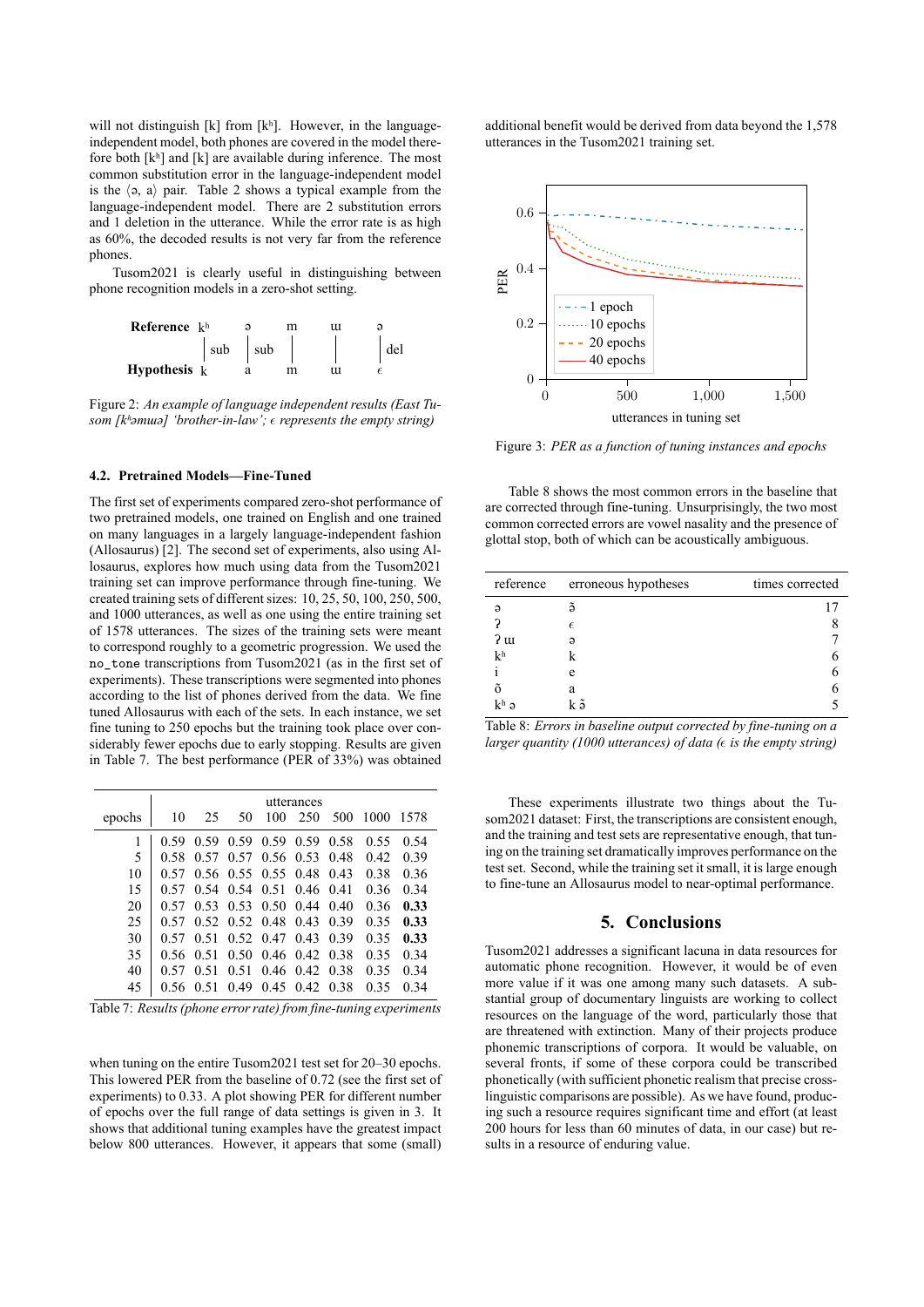will not distinguish [k] from [kʰ]. However, in the language-independent model, both phones are covered in the model therefore both [kʰ] and [k] are available during inference. The most common substitution error in the language-independent model is the ⟨ə, a⟩ pair. Table 2 shows a typical example from the language-independent model. There are 2 substitution errors and 1 deletion in the utterance. While the error rate is as high as 60%, the decoded results is not very far from the reference phones.

Tusom2021 is clearly useful in distinguishing between phone recognition models in a zero-shot setting.

| | | | | | |
|---|---|---|---|---|---|
| **Reference** | kʰ | ə | m | ɯ | ə |
| | sub | sub | | | del |
| **Hypothesis** | k | a | m | ɯ | ϵ |

Figure 2: *An example of language independent results (East Tusom [kʰəmɯə] 'brother-in-law'; ϵ represents the empty string)*

### 4.2. Pretrained Models—Fine-Tuned

The first set of experiments compared zero-shot performance of two pretrained models, one trained on English and one trained on many languages in a largely language-independent fashion (Allosaurus) [2]. The second set of experiments, also using Allosaurus, explores how much using data from the Tusom2021 training set can improve performance through fine-tuning. We created training sets of different sizes: 10, 25, 50, 100, 250, 500, and 1000 utterances, as well as one using the entire training set of 1578 utterances. The sizes of the training sets were meant to correspond roughly to a geometric progression. We used the `no_tone` transcriptions from Tusom2021 (as in the first set of experiments). These transcriptions were segmented into phones according to the list of phones derived from the data. We fine tuned Allosaurus with each of the sets. In each instance, we set fine tuning to 250 epochs but the training took place over considerably fewer epochs due to early stopping. Results are given in Table 7. The best performance (PER of 33%) was obtained

| epochs | utterances 10 | 25 | 50 | 100 | 250 | 500 | 1000 | 1578 |
|---|---|---|---|---|---|---|---|---|
| 1 | 0.59 | 0.59 | 0.59 | 0.59 | 0.59 | 0.58 | 0.55 | 0.54 |
| 5 | 0.58 | 0.57 | 0.57 | 0.56 | 0.53 | 0.48 | 0.42 | 0.39 |
| 10 | 0.57 | 0.56 | 0.55 | 0.55 | 0.48 | 0.43 | 0.38 | 0.36 |
| 15 | 0.57 | 0.54 | 0.54 | 0.51 | 0.46 | 0.41 | 0.36 | 0.34 |
| 20 | 0.57 | 0.53 | 0.53 | 0.50 | 0.44 | 0.40 | 0.36 | **0.33** |
| 25 | 0.57 | 0.52 | 0.52 | 0.48 | 0.43 | 0.39 | 0.35 | **0.33** |
| 30 | 0.57 | 0.51 | 0.52 | 0.47 | 0.43 | 0.39 | 0.35 | **0.33** |
| 35 | 0.56 | 0.51 | 0.50 | 0.46 | 0.42 | 0.38 | 0.35 | 0.34 |
| 40 | 0.57 | 0.51 | 0.51 | 0.46 | 0.42 | 0.38 | 0.35 | 0.34 |
| 45 | 0.56 | 0.51 | 0.49 | 0.45 | 0.42 | 0.38 | 0.35 | 0.34 |

Table 7: *Results (phone error rate) from fine-tuning experiments*

when tuning on the entire Tusom2021 test set for 20–30 epochs. This lowered PER from the baseline of 0.72 (see the first set of experiments) to 0.33. A plot showing PER for different number of epochs over the full range of data settings is given in 3. It shows that additional tuning examples have the greatest impact below 800 utterances. However, it appears that some (small) additional benefit would be derived from data beyond the 1,578 utterances in the Tusom2021 training set.

Figure 3: *PER as a function of tuning instances and epochs*

Table 8 shows the most common errors in the baseline that are corrected through fine-tuning. Unsurprisingly, the two most common corrected errors are vowel nasality and the presence of glottal stop, both of which can be acoustically ambiguous.

| reference | erroneous hypotheses | times corrected |
|---|---|---|
| ə | ə̃ | 17 |
| ʔ | ϵ | 8 |
| ʔ ɯ | ə | 7 |
| kʰ | k | 6 |
| i | e | 6 |
| õ | a | 6 |
| kʰ ə | k ə̃ | 5 |

Table 8: *Errors in baseline output corrected by fine-tuning on a larger quantity (1000 utterances) of data (ϵ is the empty string)*

These experiments illustrate two things about the Tusom2021 dataset: First, the transcriptions are consistent enough, and the training and test sets are representative enough, that tuning on the training set dramatically improves performance on the test set. Second, while the training set it small, it is large enough to fine-tune an Allosaurus model to near-optimal performance.

## 5. Conclusions

Tusom2021 addresses a significant lacuna in data resources for automatic phone recognition. However, it would be of even more value if it was one among many such datasets. A substantial group of documentary linguists are working to collect resources on the language of the word, particularly those that are threatened with extinction. Many of their projects produce phonemic transcriptions of corpora. It would be valuable, on several fronts, if some of these corpora could be transcribed phonetically (with sufficient phonetic realism that precise cross-linguistic comparisons are possible). As we have found, producing such a resource requires significant time and effort (at least 200 hours for less than 60 minutes of data, in our case) but results in a resource of enduring value.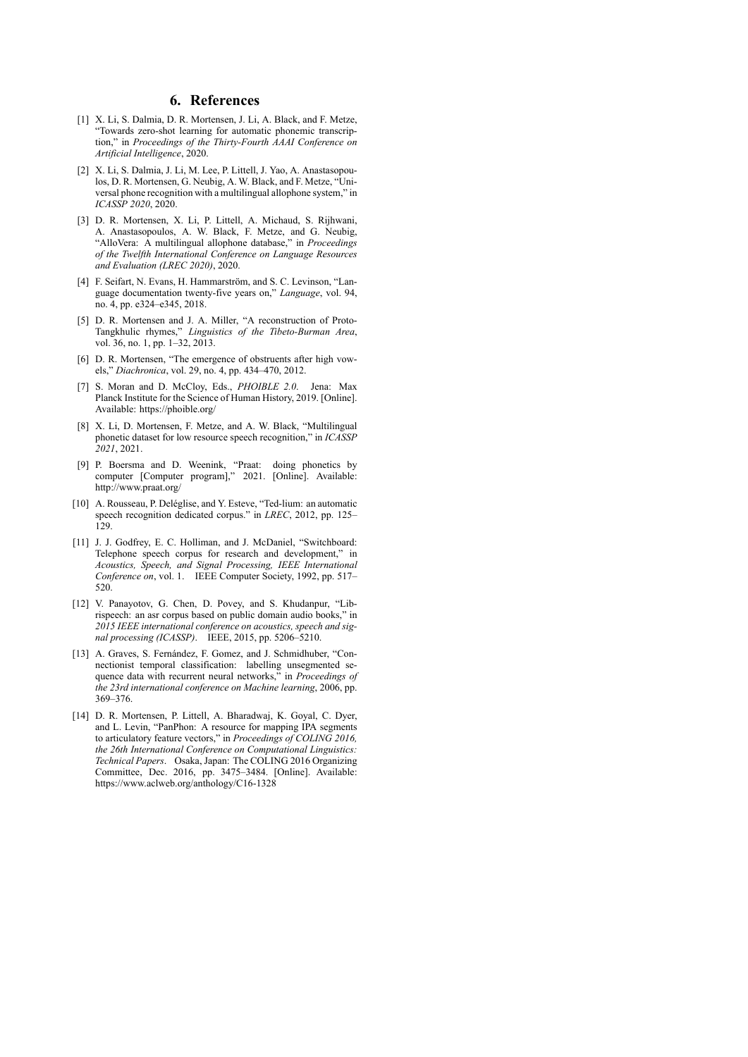## 6. References

[1] X. Li, S. Dalmia, D. R. Mortensen, J. Li, A. Black, and F. Metze, "Towards zero-shot learning for automatic phonemic transcription," in *Proceedings of the Thirty-Fourth AAAI Conference on Artificial Intelligence*, 2020.

[2] X. Li, S. Dalmia, J. Li, M. Lee, P. Littell, J. Yao, A. Anastasopoulos, D. R. Mortensen, G. Neubig, A. W. Black, and F. Metze, "Universal phone recognition with a multilingual allophone system," in *ICASSP 2020*, 2020.

[3] D. R. Mortensen, X. Li, P. Littell, A. Michaud, S. Rijhwani, A. Anastasopoulos, A. W. Black, F. Metze, and G. Neubig, "AlloVera: A multilingual allophone database," in *Proceedings of the Twelfth International Conference on Language Resources and Evaluation (LREC 2020)*, 2020.

[4] F. Seifart, N. Evans, H. Hammarström, and S. C. Levinson, "Language documentation twenty-five years on," *Language*, vol. 94, no. 4, pp. e324–e345, 2018.

[5] D. R. Mortensen and J. A. Miller, "A reconstruction of Proto-Tangkhulic rhymes," *Linguistics of the Tibeto-Burman Area*, vol. 36, no. 1, pp. 1–32, 2013.

[6] D. R. Mortensen, "The emergence of obstruents after high vowels," *Diachronica*, vol. 29, no. 4, pp. 434–470, 2012.

[7] S. Moran and D. McCloy, Eds., *PHOIBLE 2.0*. Jena: Max Planck Institute for the Science of Human History, 2019. [Online]. Available: https://phoible.org/

[8] X. Li, D. Mortensen, F. Metze, and A. W. Black, "Multilingual phonetic dataset for low resource speech recognition," in *ICASSP 2021*, 2021.

[9] P. Boersma and D. Weenink, "Praat: doing phonetics by computer [Computer program]," 2021. [Online]. Available: http://www.praat.org/

[10] A. Rousseau, P. Deléglise, and Y. Esteve, "Ted-lium: an automatic speech recognition dedicated corpus." in *LREC*, 2012, pp. 125–129.

[11] J. J. Godfrey, E. C. Holliman, and J. McDaniel, "Switchboard: Telephone speech corpus for research and development," in *Acoustics, Speech, and Signal Processing, IEEE International Conference on*, vol. 1. IEEE Computer Society, 1992, pp. 517–520.

[12] V. Panayotov, G. Chen, D. Povey, and S. Khudanpur, "Librispeech: an asr corpus based on public domain audio books," in *2015 IEEE international conference on acoustics, speech and signal processing (ICASSP)*. IEEE, 2015, pp. 5206–5210.

[13] A. Graves, S. Fernández, F. Gomez, and J. Schmidhuber, "Connectionist temporal classification: labelling unsegmented sequence data with recurrent neural networks," in *Proceedings of the 23rd international conference on Machine learning*, 2006, pp. 369–376.

[14] D. R. Mortensen, P. Littell, A. Bharadwaj, K. Goyal, C. Dyer, and L. Levin, "PanPhon: A resource for mapping IPA segments to articulatory feature vectors," in *Proceedings of COLING 2016, the 26th International Conference on Computational Linguistics: Technical Papers*. Osaka, Japan: The COLING 2016 Organizing Committee, Dec. 2016, pp. 3475–3484. [Online]. Available: https://www.aclweb.org/anthology/C16-1328